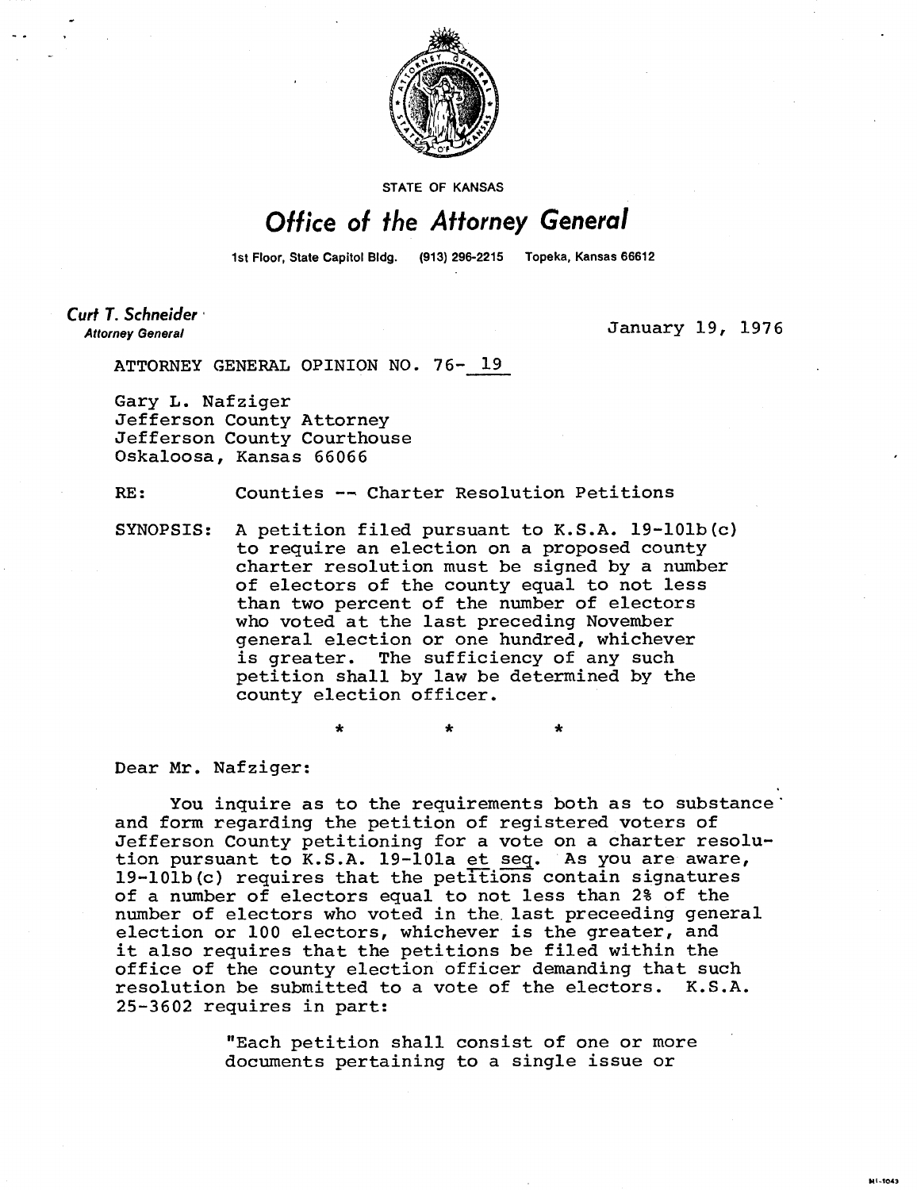STATE OF KANSAS

# Office of the Attorney General

1st Floor, State Capitol Bldg. (913) 296-2215 Topeka, Kansas 66612

**Curt T. Schneider**
*Attorney General*

January 19, 1976

ATTORNEY GENERAL OPINION NO. 76- 19

Gary L. Nafziger
Jefferson County Attorney
Jefferson County Courthouse
Oskaloosa, Kansas 66066

RE: Counties -- Charter Resolution Petitions

SYNOPSIS: A petition filed pursuant to K.S.A. 19-101b(c) to require an election on a proposed county charter resolution must be signed by a number of electors of the county equal to not less than two percent of the number of electors who voted at the last preceding November general election or one hundred, whichever is greater. The sufficiency of any such petition shall by law be determined by the county election officer.

\* \* \*

Dear Mr. Nafziger:

You inquire as to the requirements both as to substance and form regarding the petition of registered voters of Jefferson County petitioning for a vote on a charter resolution pursuant to K.S.A. 19-101a et seq. As you are aware, 19-101b(c) requires that the petitions contain signatures of a number of electors equal to not less than 2% of the number of electors who voted in the last preceeding general election or 100 electors, whichever is the greater, and it also requires that the petitions be filed within the office of the county election officer demanding that such resolution be submitted to a vote of the electors. K.S.A. 25-3602 requires in part:

> "Each petition shall consist of one or more documents pertaining to a single issue or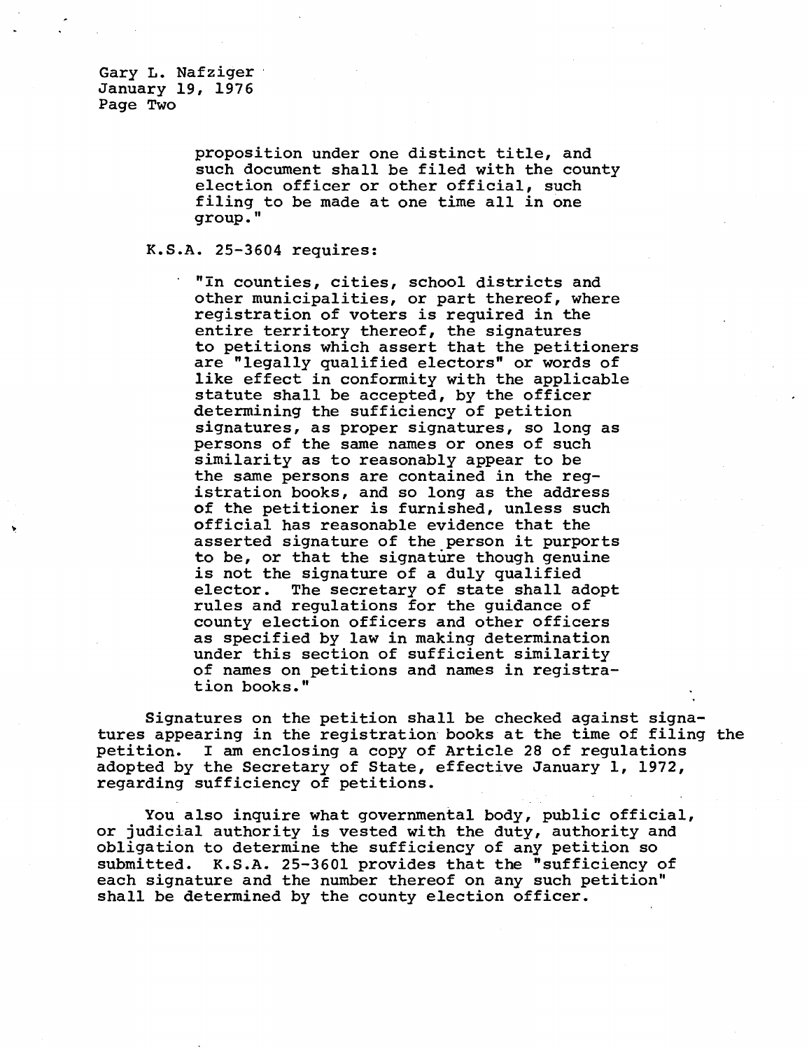> proposition under one distinct title, and such document shall be filed with the county election officer or other official, such filing to be made at one time all in one group."

K.S.A. 25-3604 requires:

> "In counties, cities, school districts and other municipalities, or part thereof, where registration of voters is required in the entire territory thereof, the signatures to petitions which assert that the petitioners are "legally qualified electors" or words of like effect in conformity with the applicable statute shall be accepted, by the officer determining the sufficiency of petition signatures, as proper signatures, so long as persons of the same names or ones of such similarity as to reasonably appear to be the same persons are contained in the registration books, and so long as the address of the petitioner is furnished, unless such official has reasonable evidence that the asserted signature of the person it purports to be, or that the signature though genuine is not the signature of a duly qualified elector. The secretary of state shall adopt rules and regulations for the guidance of county election officers and other officers as specified by law in making determination under this section of sufficient similarity of names on petitions and names in registration books."

Signatures on the petition shall be checked against signatures appearing in the registration books at the time of filing the petition. I am enclosing a copy of Article 28 of regulations adopted by the Secretary of State, effective January 1, 1972, regarding sufficiency of petitions.

You also inquire what governmental body, public official, or judicial authority is vested with the duty, authority and obligation to determine the sufficiency of any petition so submitted. K.S.A. 25-3601 provides that the "sufficiency of each signature and the number thereof on any such petition" shall be determined by the county election officer.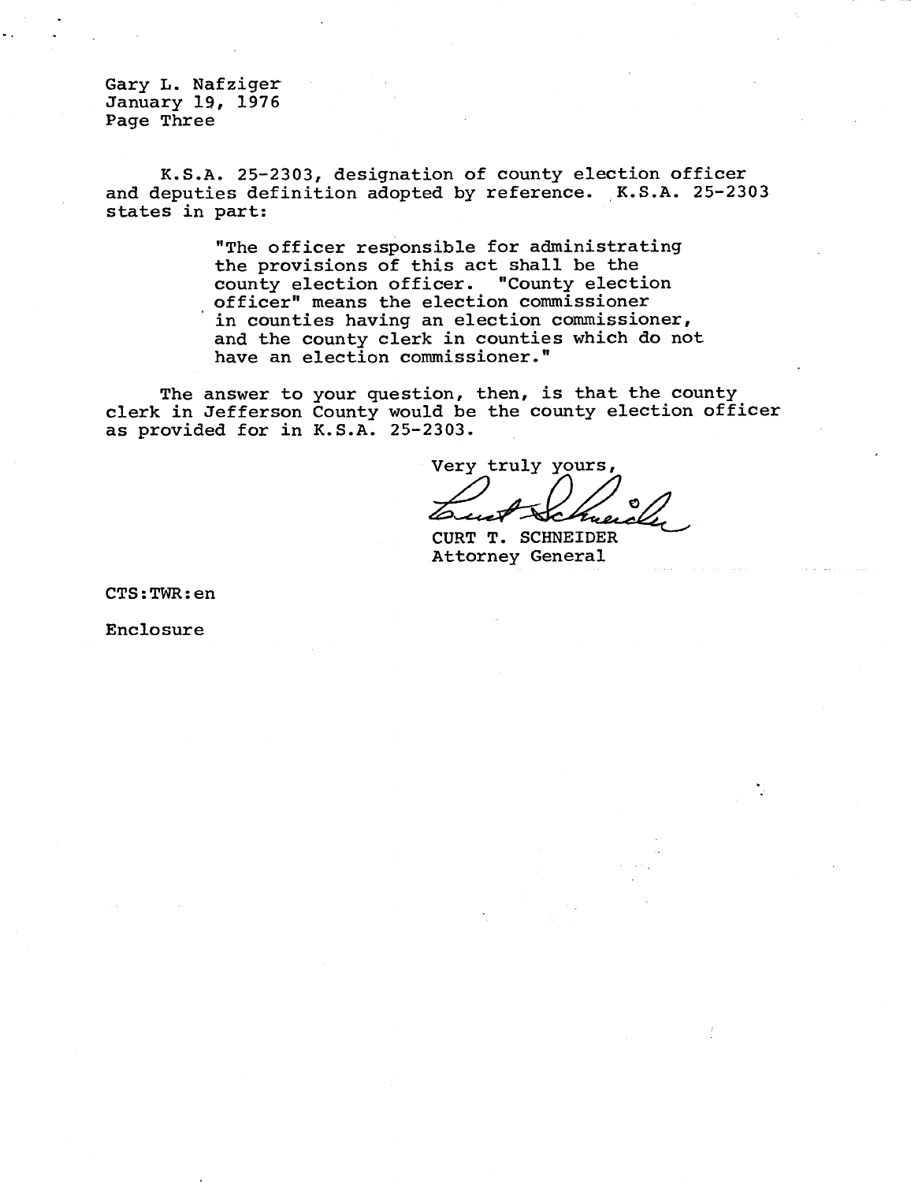Gary L. Nafziger
January 19, 1976
Page Three

K.S.A. 25-2303, designation of county election officer and deputies definition adopted by reference. K.S.A. 25-2303 states in part:

> "The officer responsible for administrating the provisions of this act shall be the county election officer. "County election officer" means the election commissioner in counties having an election commissioner, and the county clerk in counties which do not have an election commissioner."

The answer to your question, then, is that the county clerk in Jefferson County would be the county election officer as provided for in K.S.A. 25-2303.

Very truly yours,

CURT T. SCHNEIDER
Attorney General

CTS:TWR:en

Enclosure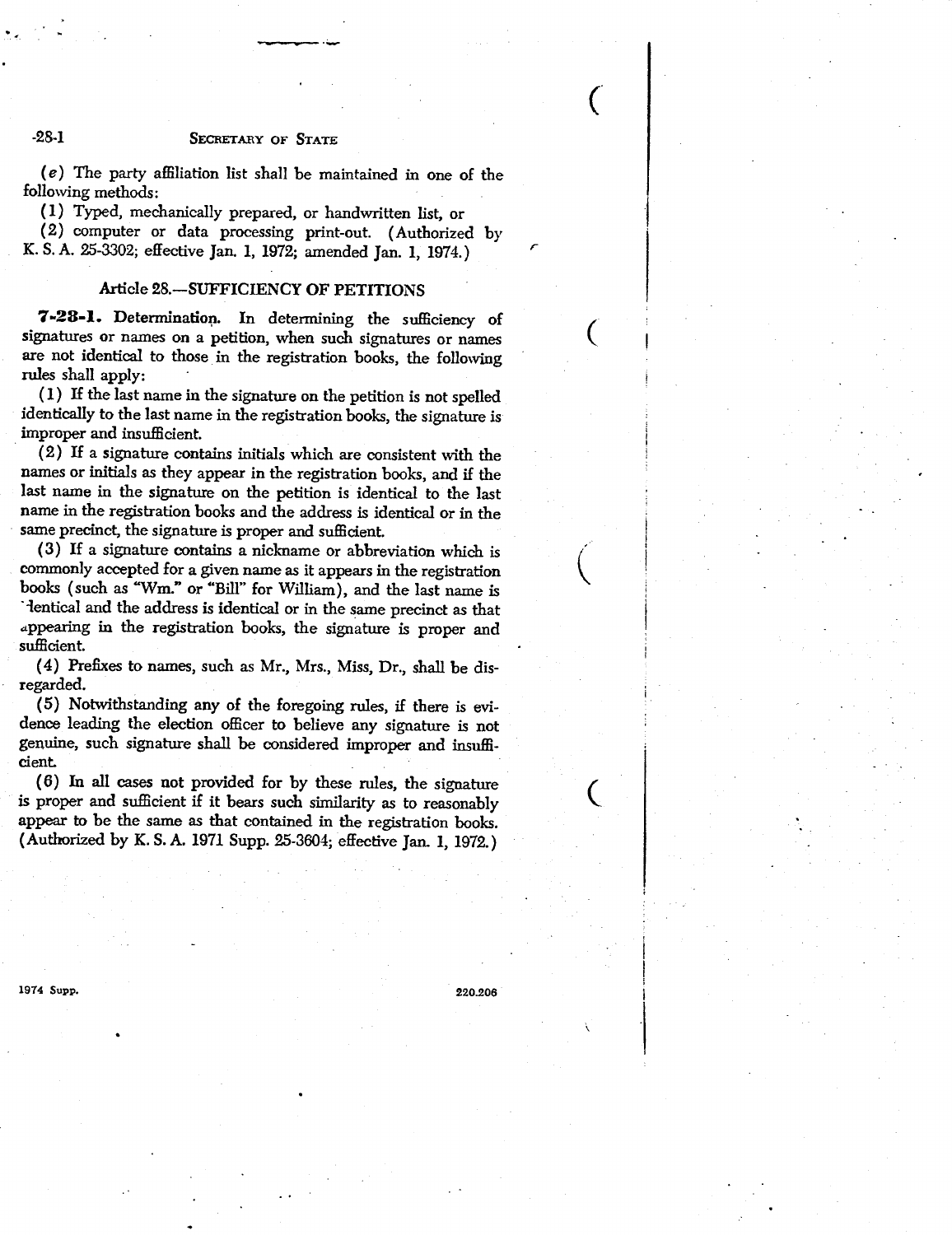(e) The party affiliation list shall be maintained in one of the following methods:

(1) Typed, mechanically prepared, or handwritten list, or

(2) computer or data processing print-out. (Authorized by K. S. A. 25-3302; effective Jan. 1, 1972; amended Jan. 1, 1974.)

## Article 28.—SUFFICIENCY OF PETITIONS

**7-28-1.** Determination. In determining the sufficiency of signatures or names on a petition, when such signatures or names are not identical to those in the registration books, the following rules shall apply:

(1) If the last name in the signature on the petition is not spelled identically to the last name in the registration books, the signature is improper and insufficient.

(2) If a signature contains initials which are consistent with the names or initials as they appear in the registration books, and if the last name in the signature on the petition is identical to the last name in the registration books and the address is identical or in the same precinct, the signature is proper and sufficient.

(3) If a signature contains a nickname or abbreviation which is commonly accepted for a given name as it appears in the registration books (such as "Wm." or "Bill" for William), and the last name is identical and the address is identical or in the same precinct as that appearing in the registration books, the signature is proper and sufficient.

(4) Prefixes to names, such as Mr., Mrs., Miss, Dr., shall be disregarded.

(5) Notwithstanding any of the foregoing rules, if there is evidence leading the election officer to believe any signature is not genuine, such signature shall be considered improper and insufficient.

(6) In all cases not provided for by these rules, the signature is proper and sufficient if it bears such similarity as to reasonably appear to be the same as that contained in the registration books. (Authorized by K. S. A. 1971 Supp. 25-3604; effective Jan. 1, 1972.)